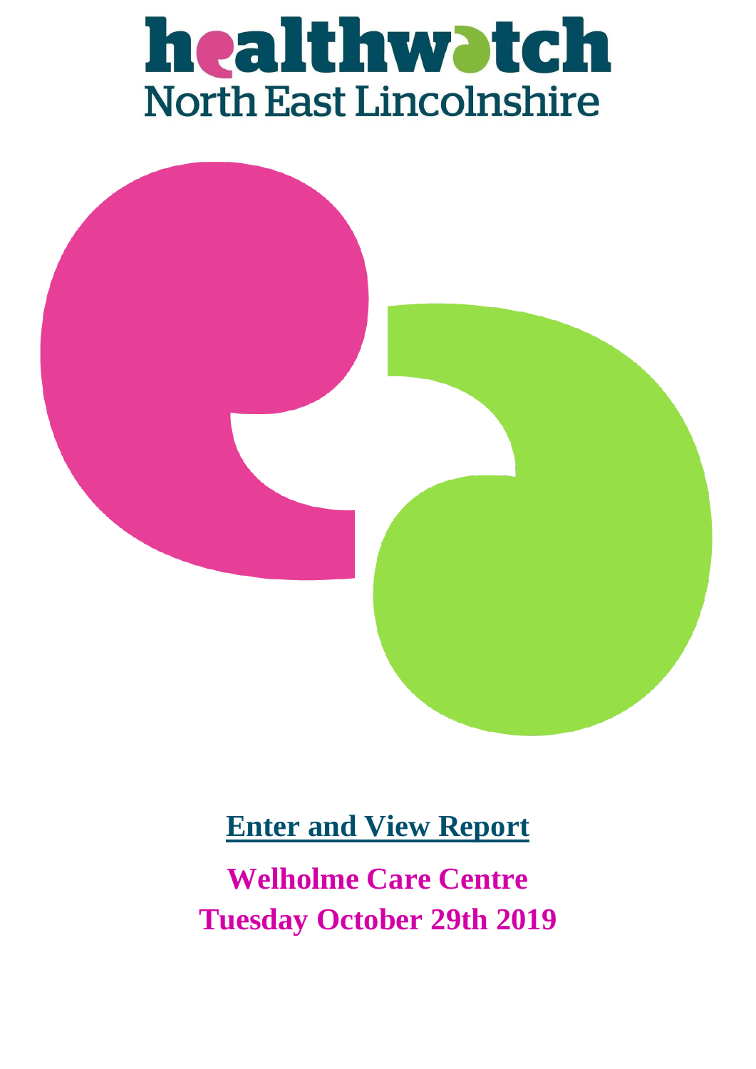# healthwatch North East Lincolnshire

## Enter and View Report

**Welholme Care Centre**

**Tuesday October 29th 2019**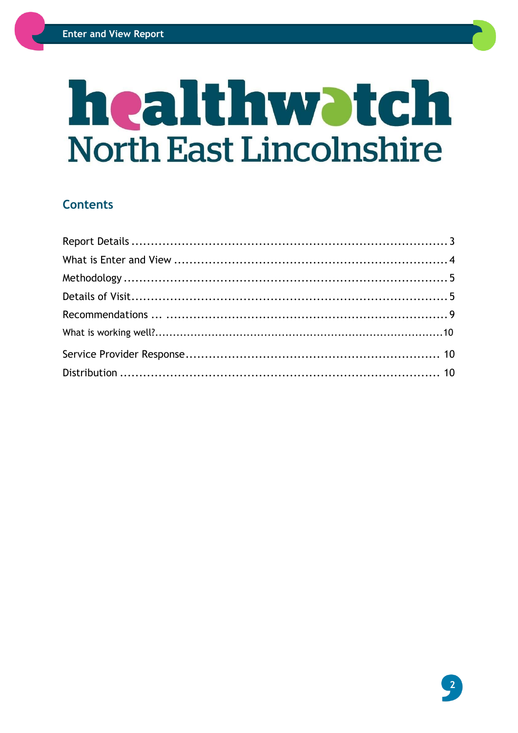# healthwatch North East Lincolnshire

## Contents

Report Details .......................................................................... 3
What is Enter and View .............................................................. 4
Methodology ............................................................................. 5
Details of Visit ........................................................................... 5
Recommendations ... ................................................................ 9
What is working well? ................................................................ 10
Service Provider Response ......................................................... 10
Distribution ............................................................................... 10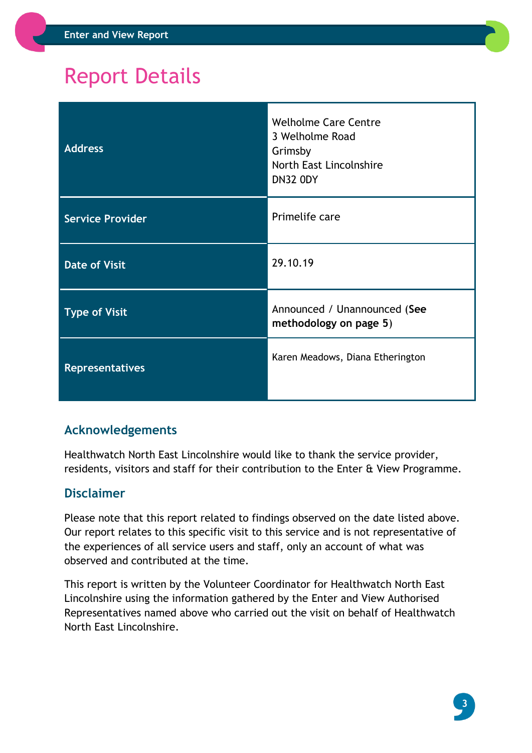# Report Details

| | |
|---|---|
| **Address** | Welholme Care Centre<br>3 Welholme Road<br>Grimsby<br>North East Lincolnshire<br>DN32 0DY |
| **Service Provider** | Primelife care |
| **Date of Visit** | 29.10.19 |
| **Type of Visit** | Announced / Unannounced (**See methodology on page 5**) |
| **Representatives** | Karen Meadows, Diana Etherington |

## Acknowledgements

Healthwatch North East Lincolnshire would like to thank the service provider, residents, visitors and staff for their contribution to the Enter & View Programme.

## Disclaimer

Please note that this report related to findings observed on the date listed above. Our report relates to this specific visit to this service and is not representative of the experiences of all service users and staff, only an account of what was observed and contributed at the time.

This report is written by the Volunteer Coordinator for Healthwatch North East Lincolnshire using the information gathered by the Enter and View Authorised Representatives named above who carried out the visit on behalf of Healthwatch North East Lincolnshire.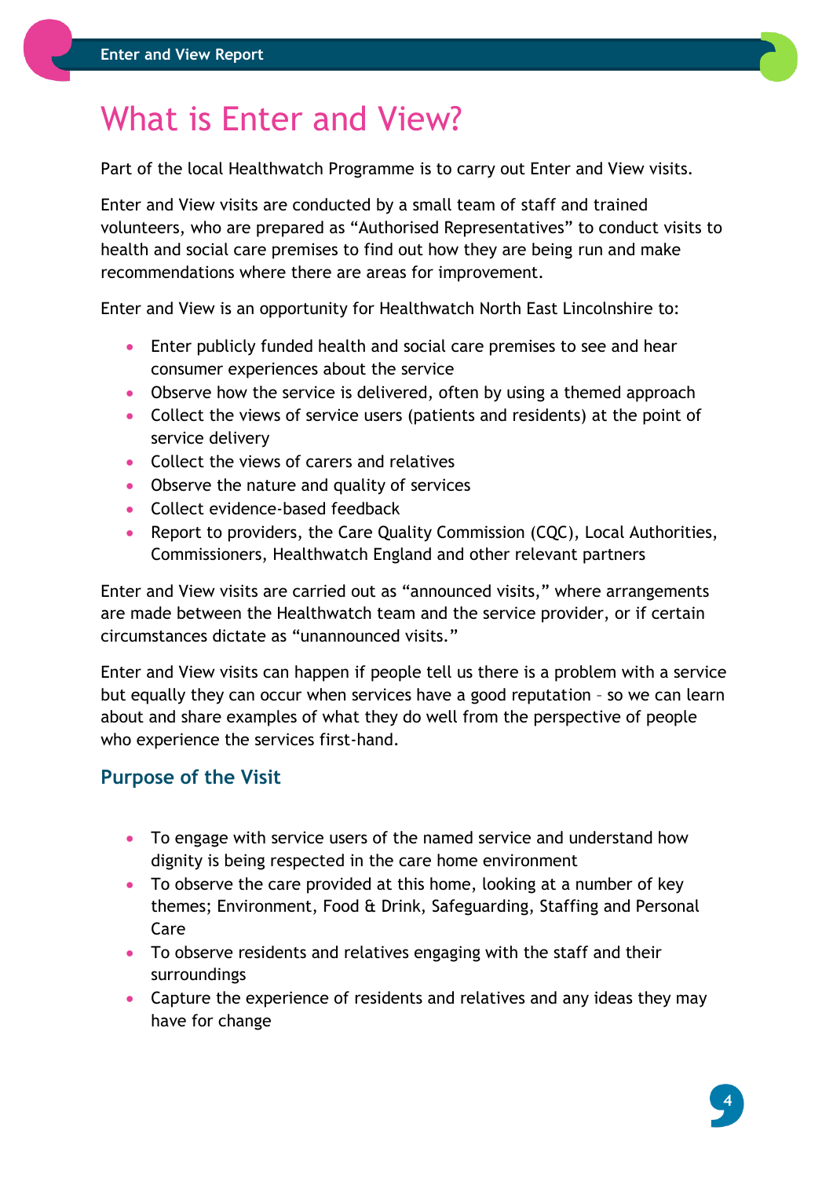# What is Enter and View?

Part of the local Healthwatch Programme is to carry out Enter and View visits.

Enter and View visits are conducted by a small team of staff and trained volunteers, who are prepared as "Authorised Representatives" to conduct visits to health and social care premises to find out how they are being run and make recommendations where there are areas for improvement.

Enter and View is an opportunity for Healthwatch North East Lincolnshire to:

- Enter publicly funded health and social care premises to see and hear consumer experiences about the service
- Observe how the service is delivered, often by using a themed approach
- Collect the views of service users (patients and residents) at the point of service delivery
- Collect the views of carers and relatives
- Observe the nature and quality of services
- Collect evidence-based feedback
- Report to providers, the Care Quality Commission (CQC), Local Authorities, Commissioners, Healthwatch England and other relevant partners

Enter and View visits are carried out as "announced visits," where arrangements are made between the Healthwatch team and the service provider, or if certain circumstances dictate as "unannounced visits."

Enter and View visits can happen if people tell us there is a problem with a service but equally they can occur when services have a good reputation – so we can learn about and share examples of what they do well from the perspective of people who experience the services first-hand.

## Purpose of the Visit

- To engage with service users of the named service and understand how dignity is being respected in the care home environment
- To observe the care provided at this home, looking at a number of key themes; Environment, Food & Drink, Safeguarding, Staffing and Personal Care
- To observe residents and relatives engaging with the staff and their surroundings
- Capture the experience of residents and relatives and any ideas they may have for change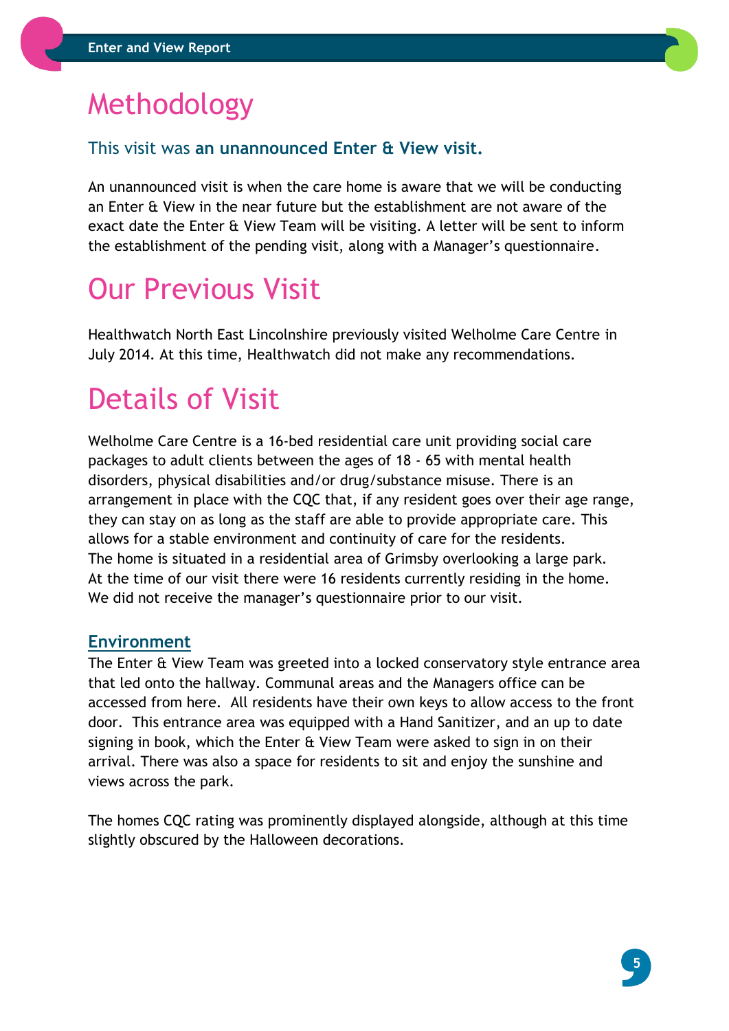# Methodology

This visit was **an unannounced Enter & View visit.**

An unannounced visit is when the care home is aware that we will be conducting an Enter & View in the near future but the establishment are not aware of the exact date the Enter & View Team will be visiting. A letter will be sent to inform the establishment of the pending visit, along with a Manager's questionnaire.

# Our Previous Visit

Healthwatch North East Lincolnshire previously visited Welholme Care Centre in July 2014. At this time, Healthwatch did not make any recommendations.

# Details of Visit

Welholme Care Centre is a 16-bed residential care unit providing social care packages to adult clients between the ages of 18 - 65 with mental health disorders, physical disabilities and/or drug/substance misuse. There is an arrangement in place with the CQC that, if any resident goes over their age range, they can stay on as long as the staff are able to provide appropriate care. This allows for a stable environment and continuity of care for the residents.
The home is situated in a residential area of Grimsby overlooking a large park.
At the time of our visit there were 16 residents currently residing in the home.
We did not receive the manager's questionnaire prior to our visit.

## Environment

The Enter & View Team was greeted into a locked conservatory style entrance area that led onto the hallway. Communal areas and the Managers office can be accessed from here. All residents have their own keys to allow access to the front door. This entrance area was equipped with a Hand Sanitizer, and an up to date signing in book, which the Enter & View Team were asked to sign in on their arrival. There was also a space for residents to sit and enjoy the sunshine and views across the park.

The homes CQC rating was prominently displayed alongside, although at this time slightly obscured by the Halloween decorations.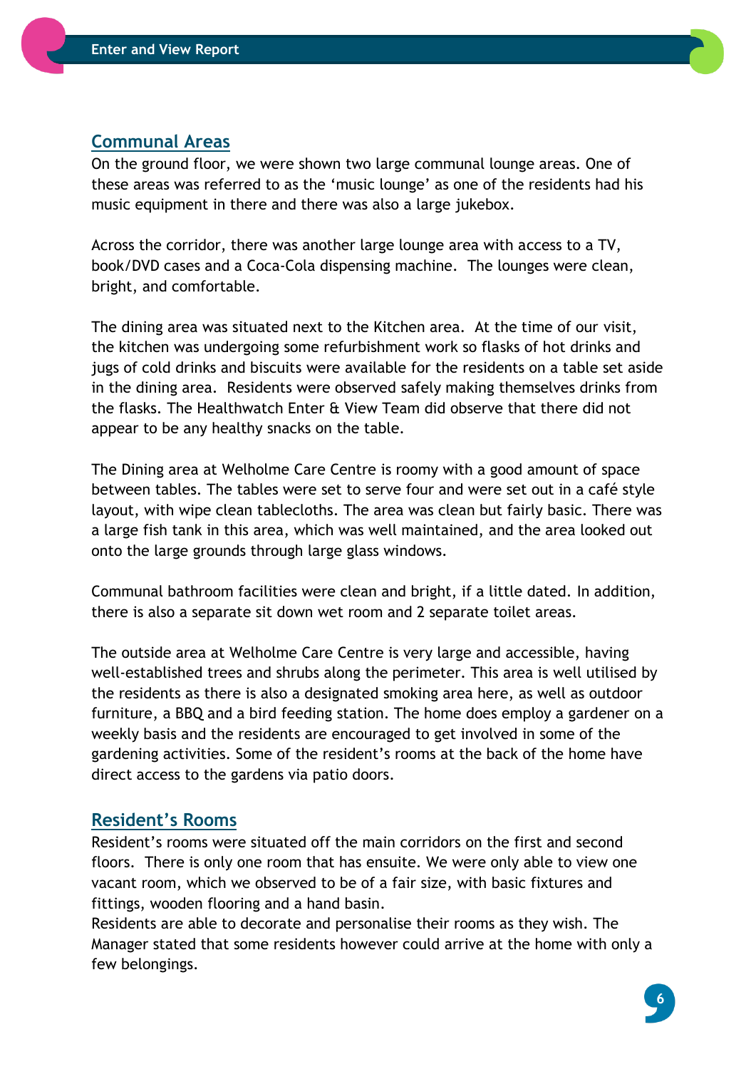## Communal Areas

On the ground floor, we were shown two large communal lounge areas. One of these areas was referred to as the 'music lounge' as one of the residents had his music equipment in there and there was also a large jukebox.

Across the corridor, there was another large lounge area with access to a TV, book/DVD cases and a Coca-Cola dispensing machine. The lounges were clean, bright, and comfortable.

The dining area was situated next to the Kitchen area. At the time of our visit, the kitchen was undergoing some refurbishment work so flasks of hot drinks and jugs of cold drinks and biscuits were available for the residents on a table set aside in the dining area. Residents were observed safely making themselves drinks from the flasks. The Healthwatch Enter & View Team did observe that there did not appear to be any healthy snacks on the table.

The Dining area at Welholme Care Centre is roomy with a good amount of space between tables. The tables were set to serve four and were set out in a café style layout, with wipe clean tablecloths. The area was clean but fairly basic. There was a large fish tank in this area, which was well maintained, and the area looked out onto the large grounds through large glass windows.

Communal bathroom facilities were clean and bright, if a little dated. In addition, there is also a separate sit down wet room and 2 separate toilet areas.

The outside area at Welholme Care Centre is very large and accessible, having well-established trees and shrubs along the perimeter. This area is well utilised by the residents as there is also a designated smoking area here, as well as outdoor furniture, a BBQ and a bird feeding station. The home does employ a gardener on a weekly basis and the residents are encouraged to get involved in some of the gardening activities. Some of the resident's rooms at the back of the home have direct access to the gardens via patio doors.

## Resident's Rooms

Resident's rooms were situated off the main corridors on the first and second floors. There is only one room that has ensuite. We were only able to view one vacant room, which we observed to be of a fair size, with basic fixtures and fittings, wooden flooring and a hand basin.
Residents are able to decorate and personalise their rooms as they wish. The Manager stated that some residents however could arrive at the home with only a few belongings.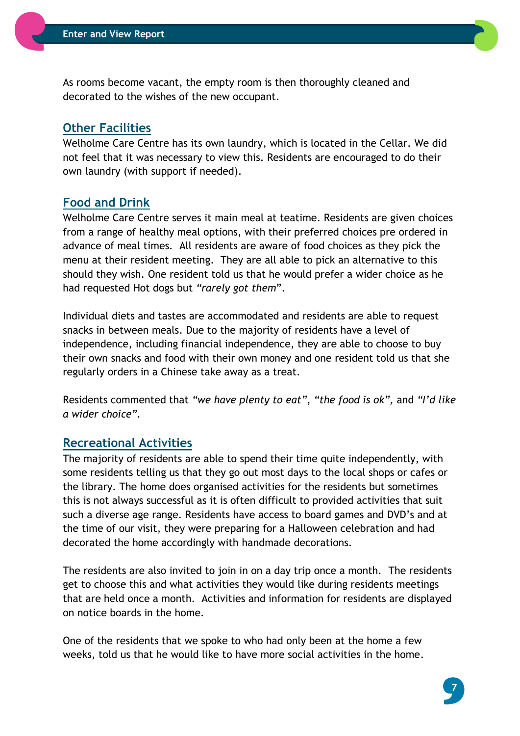As rooms become vacant, the empty room is then thoroughly cleaned and decorated to the wishes of the new occupant.

## Other Facilities

Welholme Care Centre has its own laundry, which is located in the Cellar. We did not feel that it was necessary to view this. Residents are encouraged to do their own laundry (with support if needed).

## Food and Drink

Welholme Care Centre serves it main meal at teatime. Residents are given choices from a range of healthy meal options, with their preferred choices pre ordered in advance of meal times. All residents are aware of food choices as they pick the menu at their resident meeting. They are all able to pick an alternative to this should they wish. One resident told us that he would prefer a wider choice as he had requested Hot dogs but *"rarely got them*".

Individual diets and tastes are accommodated and residents are able to request snacks in between meals. Due to the majority of residents have a level of independence, including financial independence, they are able to choose to buy their own snacks and food with their own money and one resident told us that she regularly orders in a Chinese take away as a treat.

Residents commented that *"we have plenty to eat", "the food is ok",* and *"I'd like a wider choice".*

## Recreational Activities

The majority of residents are able to spend their time quite independently, with some residents telling us that they go out most days to the local shops or cafes or the library. The home does organised activities for the residents but sometimes this is not always successful as it is often difficult to provided activities that suit such a diverse age range. Residents have access to board games and DVD's and at the time of our visit, they were preparing for a Halloween celebration and had decorated the home accordingly with handmade decorations.

The residents are also invited to join in on a day trip once a month. The residents get to choose this and what activities they would like during residents meetings that are held once a month. Activities and information for residents are displayed on notice boards in the home.

One of the residents that we spoke to who had only been at the home a few weeks, told us that he would like to have more social activities in the home.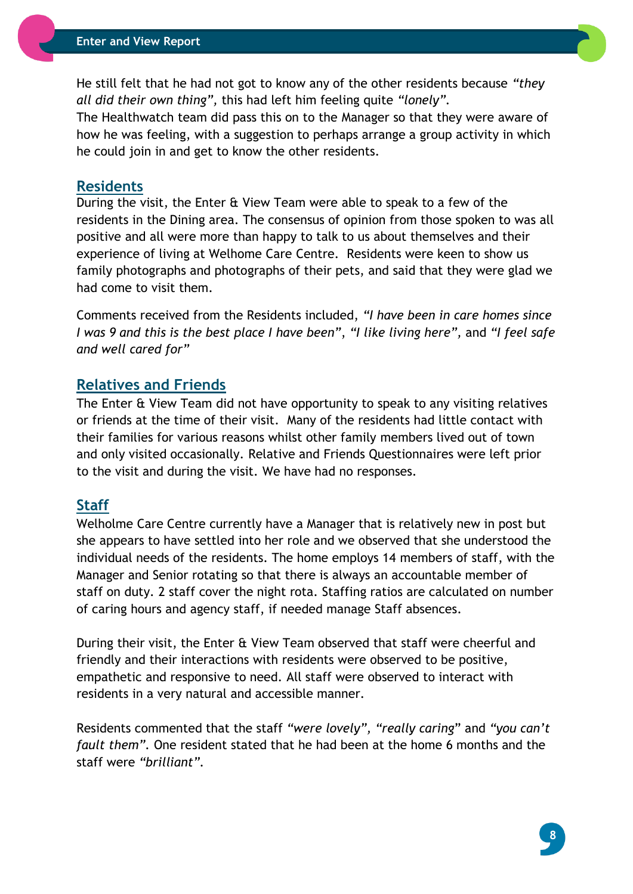He still felt that he had not got to know any of the other residents because *"they all did their own thing",* this had left him feeling quite *"lonely".*
The Healthwatch team did pass this on to the Manager so that they were aware of how he was feeling, with a suggestion to perhaps arrange a group activity in which he could join in and get to know the other residents.

## Residents

During the visit, the Enter & View Team were able to speak to a few of the residents in the Dining area. The consensus of opinion from those spoken to was all positive and all were more than happy to talk to us about themselves and their experience of living at Welhome Care Centre. Residents were keen to show us family photographs and photographs of their pets, and said that they were glad we had come to visit them.

Comments received from the Residents included, *"I have been in care homes since I was 9 and this is the best place I have been", "I like living here",* and *"I feel safe and well cared for"*

## Relatives and Friends

The Enter & View Team did not have opportunity to speak to any visiting relatives or friends at the time of their visit. Many of the residents had little contact with their families for various reasons whilst other family members lived out of town and only visited occasionally. Relative and Friends Questionnaires were left prior to the visit and during the visit. We have had no responses.

## Staff

Welholme Care Centre currently have a Manager that is relatively new in post but she appears to have settled into her role and we observed that she understood the individual needs of the residents. The home employs 14 members of staff, with the Manager and Senior rotating so that there is always an accountable member of staff on duty. 2 staff cover the night rota. Staffing ratios are calculated on number of caring hours and agency staff, if needed manage Staff absences.

During their visit, the Enter & View Team observed that staff were cheerful and friendly and their interactions with residents were observed to be positive, empathetic and responsive to need. All staff were observed to interact with residents in a very natural and accessible manner.

Residents commented that the staff *"were lovely", "really caring"* and *"you can't fault them".* One resident stated that he had been at the home 6 months and the staff were *"brilliant".*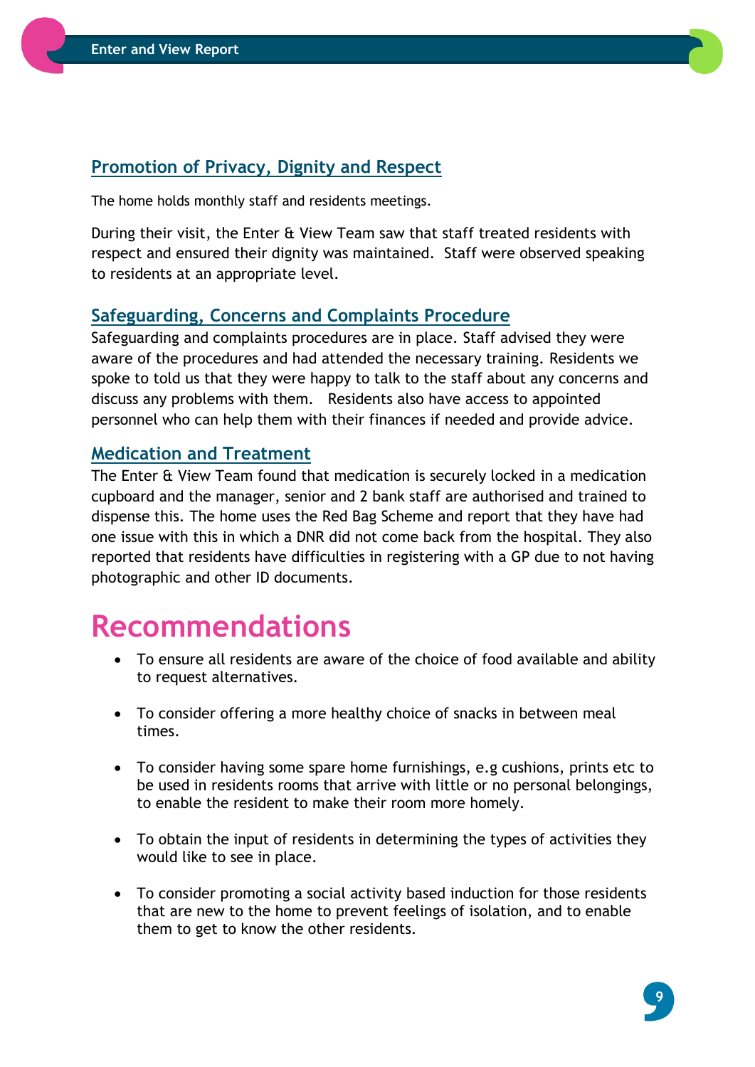## Promotion of Privacy, Dignity and Respect

The home holds monthly staff and residents meetings.

During their visit, the Enter & View Team saw that staff treated residents with respect and ensured their dignity was maintained. Staff were observed speaking to residents at an appropriate level.

## Safeguarding, Concerns and Complaints Procedure

Safeguarding and complaints procedures are in place. Staff advised they were aware of the procedures and had attended the necessary training. Residents we spoke to told us that they were happy to talk to the staff about any concerns and discuss any problems with them. Residents also have access to appointed personnel who can help them with their finances if needed and provide advice.

## Medication and Treatment

The Enter & View Team found that medication is securely locked in a medication cupboard and the manager, senior and 2 bank staff are authorised and trained to dispense this. The home uses the Red Bag Scheme and report that they have had one issue with this in which a DNR did not come back from the hospital. They also reported that residents have difficulties in registering with a GP due to not having photographic and other ID documents.

# Recommendations

- To ensure all residents are aware of the choice of food available and ability to request alternatives.
- To consider offering a more healthy choice of snacks in between meal times.
- To consider having some spare home furnishings, e.g cushions, prints etc to be used in residents rooms that arrive with little or no personal belongings, to enable the resident to make their room more homely.
- To obtain the input of residents in determining the types of activities they would like to see in place.
- To consider promoting a social activity based induction for those residents that are new to the home to prevent feelings of isolation, and to enable them to get to know the other residents.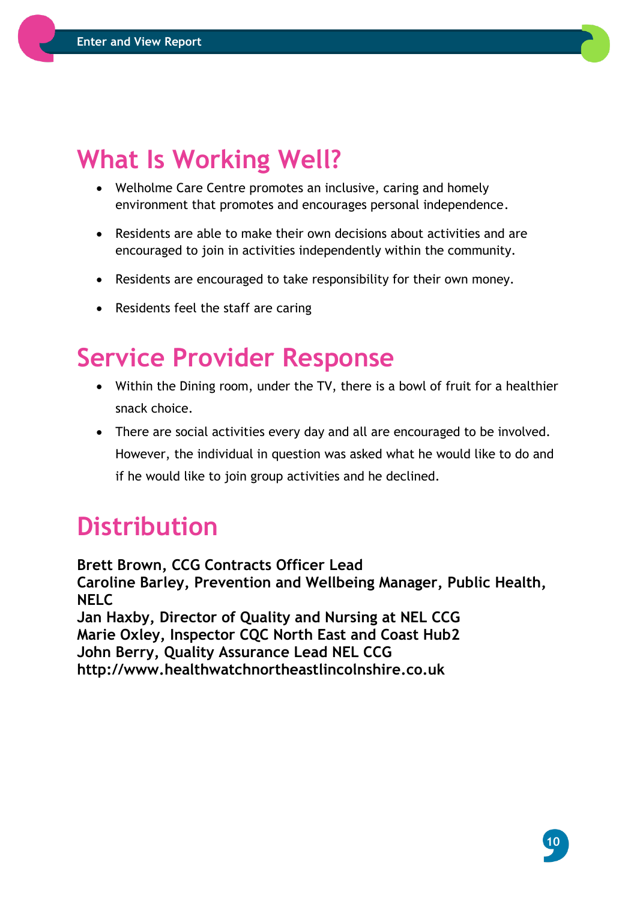## What Is Working Well?

- Welholme Care Centre promotes an inclusive, caring and homely environment that promotes and encourages personal independence.
- Residents are able to make their own decisions about activities and are encouraged to join in activities independently within the community.
- Residents are encouraged to take responsibility for their own money.
- Residents feel the staff are caring

## Service Provider Response

- Within the Dining room, under the TV, there is a bowl of fruit for a healthier snack choice.
- There are social activities every day and all are encouraged to be involved. However, the individual in question was asked what he would like to do and if he would like to join group activities and he declined.

## Distribution

**Brett Brown, CCG Contracts Officer Lead**
**Caroline Barley, Prevention and Wellbeing Manager, Public Health, NELC**
**Jan Haxby, Director of Quality and Nursing at NEL CCG**
**Marie Oxley, Inspector CQC North East and Coast Hub2**
**John Berry, Quality Assurance Lead NEL CCG**
**http://www.healthwatchnortheastlincolnshire.co.uk**